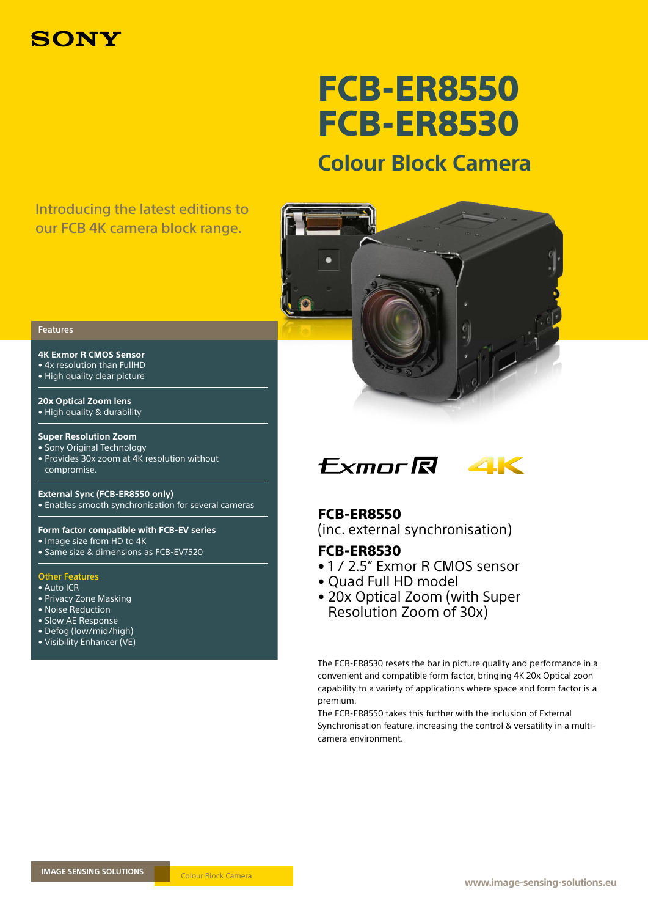SONY

# FCB-ER8550
# FCB-ER8530

## Colour Block Camera

Introducing the latest editions to our FCB 4K camera block range.

### Features

**4K Exmor R CMOS Sensor**
- 4x resolution than FullHD
- High quality clear picture

**20x Optical Zoom lens**
- High quality & durability

**Super Resolution Zoom**
- Sony Original Technology
- Provides 30x zoom at 4K resolution without compromise.

**External Sync (FCB-ER8550 only)**
- Enables smooth synchronisation for several cameras

**Form factor compatible with FCB-EV series**
- Image size from HD to 4K
- Same size & dimensions as FCB-EV7520

**Other Features**
- Auto ICR
- Privacy Zone Masking
- Noise Reduction
- Slow AE Response
- Defog (low/mid/high)
- Visibility Enhancer (VE)

Exmor R 4K

**FCB-ER8550**
(inc. external synchronisation)

**FCB-ER8530**
- 1 / 2.5" Exmor R CMOS sensor
- Quad Full HD model
- 20x Optical Zoom (with Super Resolution Zoom of 30x)

The FCB-ER8530 resets the bar in picture quality and performance in a convenient and compatible form factor, bringing 4K 20x Optical zoon capability to a variety of applications where space and form factor is a premium.
The FCB-ER8550 takes this further with the inclusion of External Synchronisation feature, increasing the control & versatility in a multi-camera environment.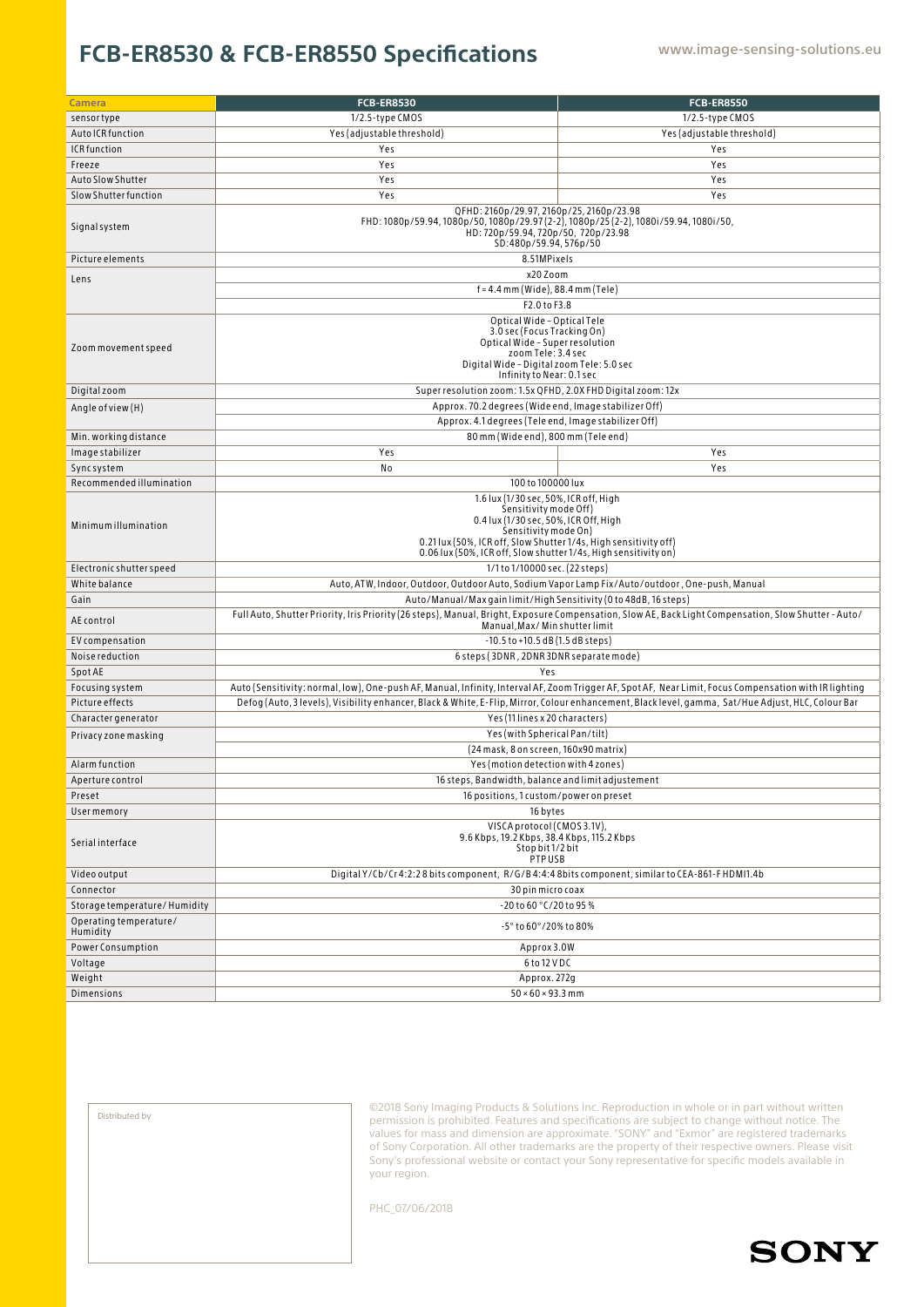# FCB-ER8530 & FCB-ER8550 Specifications

www.image-sensing-solutions.eu

| Camera | FCB-ER8530 | FCB-ER8550 |
|---|---|---|
| sensor type | 1/2.5-type CMOS | 1/2.5-type CMOS |
| Auto ICR function | Yes (adjustable threshold) | Yes (adjustable threshold) |
| ICR function | Yes | Yes |
| Freeze | Yes | Yes |
| Auto Slow Shutter | Yes | Yes |
| Slow Shutter function | Yes | Yes |
| Signal system | QFHD: 2160p/29.97, 2160p/25, 2160p/23.98<br>FHD: 1080p/59.94, 1080p/50, 1080p/29.97 (2-2), 1080p/25 (2-2), 1080i/59.94, 1080i/50,<br>HD: 720p/59.94, 720p/50, 720p/23.98<br>SD:480p/59.94, 576p/50 | |
| Picture elements | 8.51MPixels | |
| Lens | x20 Zoom | |
| | f = 4.4 mm (Wide), 88.4 mm (Tele) | |
| | F2.0 to F3.8 | |
| Zoom movement speed | Optical Wide – Optical Tele<br>3.0 sec (Focus Tracking On)<br>Optical Wide – Super resolution<br>zoom Tele: 3.4 sec<br>Digital Wide – Digital zoom Tele: 5.0 sec<br>Infinity to Near: 0.1 sec | |
| Digital zoom | Super resolution zoom: 1.5x QFHD, 2.0X FHD Digital zoom: 12x | |
| Angle of view (H) | Approx. 70.2 degrees (Wide end, Image stabilizer Off) | |
| | Approx. 4.1 degrees (Tele end, Image stabilizer Off) | |
| Min. working distance | 80 mm (Wide end), 800 mm (Tele end) | |
| Image stabilizer | Yes | Yes |
| Sync system | No | Yes |
| Recommended illumination | 100 to 100000 lux | |
| Minimum illumination | 1.6 lux (1/30 sec, 50%, ICR off, High Sensitivity mode Off)<br>0.4 lux (1/30 sec, 50%, ICR Off, High Sensitivity mode On)<br>0.21 lux (50%, ICR off, Slow Shutter 1/4s, High sensitivity off)<br>0.06 lux (50%, ICR off, Slow shutter 1/4s, High sensitivity on) | |
| Electronic shutter speed | 1/1 to 1/10000 sec. (22 steps) | |
| White balance | Auto, ATW, Indoor, Outdoor, Outdoor Auto, Sodium Vapor Lamp Fix/Auto/outdoor, One-push, Manual | |
| Gain | Auto/Manual/Max gain limit/High Sensitivity (0 to 48dB, 16 steps) | |
| AE control | Full Auto, Shutter Priority, Iris Priority (26 steps), Manual, Bright, Exposure Compensation, Slow AE, Back Light Compensation, Slow Shutter - Auto/ Manual, Max/ Min shutter limit | |
| EV compensation | -10.5 to +10.5 dB (1.5 dB steps) | |
| Noise reduction | 6 steps (3DNR, 2DNR 3DNR separate mode) | |
| Spot AE | Yes | |
| Focusing system | Auto (Sensitivity: normal, low), One-push AF, Manual, Infinity, Interval AF, Zoom Trigger AF, Spot AF, Near Limit, Focus Compensation with IR lighting | |
| Picture effects | Defog (Auto, 3 levels), Visibility enhancer, Black & White, E-Flip, Mirror, Colour enhancement, Black level, gamma, Sat/Hue Adjust, HLC, Colour Bar | |
| Character generator | Yes (11 lines x 20 characters) | |
| Privacy zone masking | Yes (with Spherical Pan/tilt) | |
| | (24 mask, 8 on screen, 160x90 matrix) | |
| Alarm function | Yes (motion detection with 4 zones) | |
| Aperture control | 16 steps, Bandwidth, balance and limit adjustement | |
| Preset | 16 positions, 1 custom/power on preset | |
| User memory | 16 bytes | |
| Serial interface | VISCA protocol (CMOS 3.1V),<br>9.6 Kbps, 19.2 Kbps, 38.4 Kbps, 115.2 Kbps<br>Stop bit 1/2 bit<br>PTP USB | |
| Video output | Digital Y/Cb/Cr 4:2:2 8 bits component, R/G/B 4:4:4 8bits component, similar to CEA-861-F HDMI1.4b | |
| Connector | 30 pin micro coax | |
| Storage temperature/ Humidity | -20 to 60 °C/20 to 95 % | |
| Operating temperature/ Humidity | -5° to 60°/20% to 80% | |
| Power Consumption | Approx 3.0W | |
| Voltage | 6 to 12 V DC | |
| Weight | Approx. 272g | |
| Dimensions | 50 × 60 × 93.3 mm | |

Distributed by

©2018 Sony Imaging Products & Solutions Inc. Reproduction in whole or in part without written permission is prohibited. Features and specifications are subject to change without notice. The values for mass and dimension are approximate. "SONY" and "Exmor" are registered trademarks of Sony Corporation. All other trademarks are the property of their respective owners. Please visit Sony's professional website or contact your Sony representative for specific models available in your region.

PHC_07/06/2018

SONY